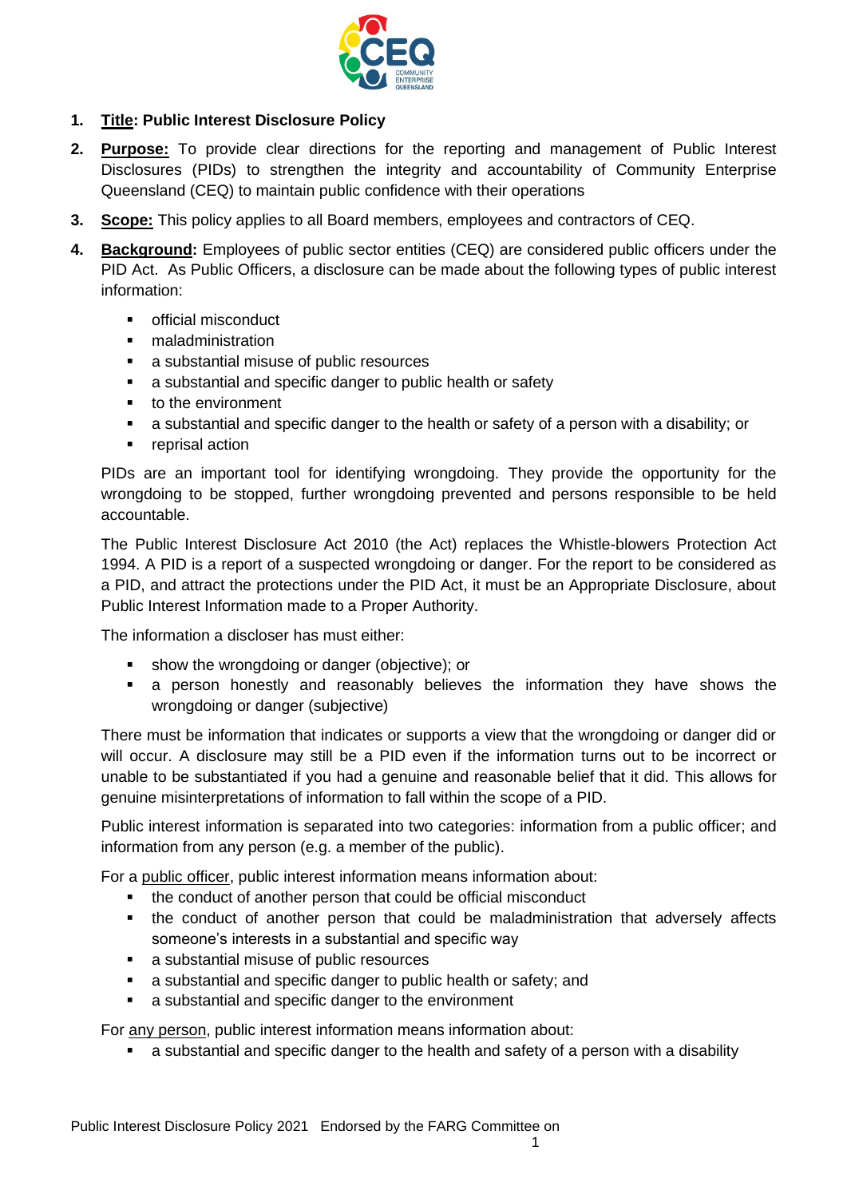1. **Title: Public Interest Disclosure Policy**

2. **Purpose:** To provide clear directions for the reporting and management of Public Interest Disclosures (PIDs) to strengthen the integrity and accountability of Community Enterprise Queensland (CEQ) to maintain public confidence with their operations

3. **Scope:** This policy applies to all Board members, employees and contractors of CEQ.

4. **Background:** Employees of public sector entities (CEQ) are considered public officers under the PID Act. As Public Officers, a disclosure can be made about the following types of public interest information:

   - official misconduct
   - maladministration
   - a substantial misuse of public resources
   - a substantial and specific danger to public health or safety
   - to the environment
   - a substantial and specific danger to the health or safety of a person with a disability; or
   - reprisal action

   PIDs are an important tool for identifying wrongdoing. They provide the opportunity for the wrongdoing to be stopped, further wrongdoing prevented and persons responsible to be held accountable.

   The Public Interest Disclosure Act 2010 (the Act) replaces the Whistle-blowers Protection Act 1994. A PID is a report of a suspected wrongdoing or danger. For the report to be considered as a PID, and attract the protections under the PID Act, it must be an Appropriate Disclosure, about Public Interest Information made to a Proper Authority.

   The information a discloser has must either:

   - show the wrongdoing or danger (objective); or
   - a person honestly and reasonably believes the information they have shows the wrongdoing or danger (subjective)

   There must be information that indicates or supports a view that the wrongdoing or danger did or will occur. A disclosure may still be a PID even if the information turns out to be incorrect or unable to be substantiated if you had a genuine and reasonable belief that it did. This allows for genuine misinterpretations of information to fall within the scope of a PID.

   Public interest information is separated into two categories: information from a public officer; and information from any person (e.g. a member of the public).

   For a public officer, public interest information means information about:

   - the conduct of another person that could be official misconduct
   - the conduct of another person that could be maladministration that adversely affects someone's interests in a substantial and specific way
   - a substantial misuse of public resources
   - a substantial and specific danger to public health or safety; and
   - a substantial and specific danger to the environment

   For any person, public interest information means information about:

   - a substantial and specific danger to the health and safety of a person with a disability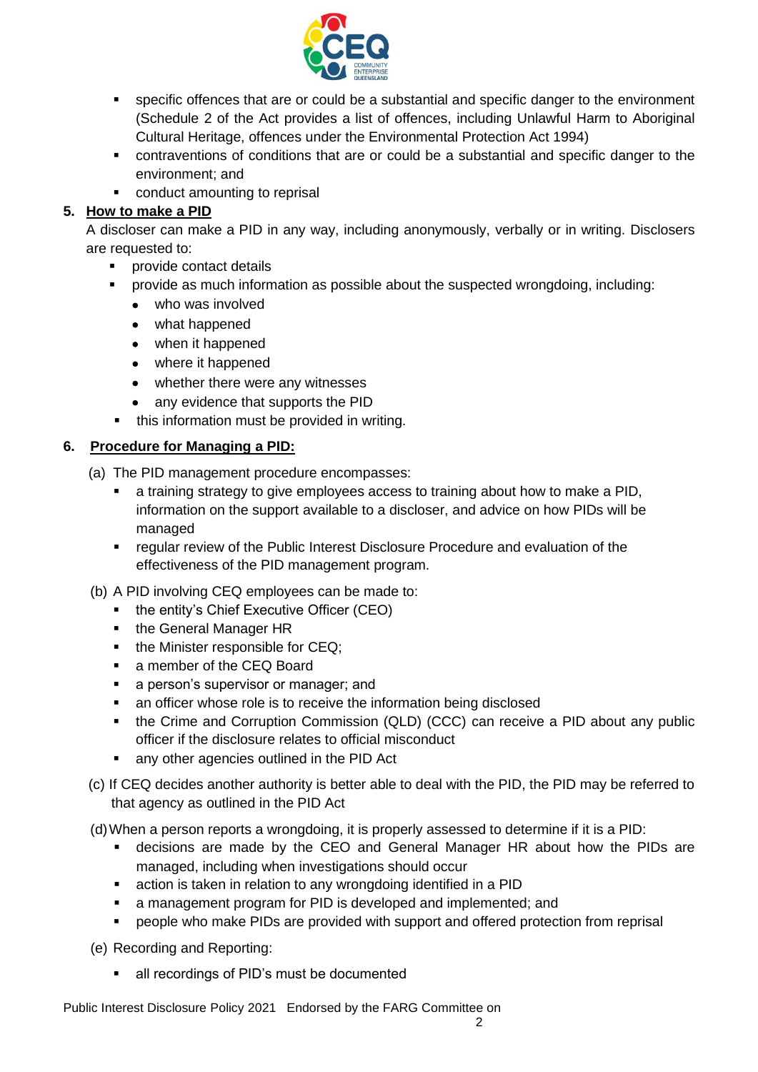- specific offences that are or could be a substantial and specific danger to the environment (Schedule 2 of the Act provides a list of offences, including Unlawful Harm to Aboriginal Cultural Heritage, offences under the Environmental Protection Act 1994)
- contraventions of conditions that are or could be a substantial and specific danger to the environment; and
- conduct amounting to reprisal

## 5. How to make a PID

A discloser can make a PID in any way, including anonymously, verbally or in writing. Disclosers are requested to:

- provide contact details
- provide as much information as possible about the suspected wrongdoing, including:
  - who was involved
  - what happened
  - when it happened
  - where it happened
  - whether there were any witnesses
  - any evidence that supports the PID
- this information must be provided in writing.

## 6. Procedure for Managing a PID:

(a) The PID management procedure encompasses:

- a training strategy to give employees access to training about how to make a PID, information on the support available to a discloser, and advice on how PIDs will be managed
- regular review of the Public Interest Disclosure Procedure and evaluation of the effectiveness of the PID management program.

(b) A PID involving CEQ employees can be made to:

- the entity's Chief Executive Officer (CEO)
- the General Manager HR
- the Minister responsible for CEQ;
- a member of the CEQ Board
- a person's supervisor or manager; and
- an officer whose role is to receive the information being disclosed
- the Crime and Corruption Commission (QLD) (CCC) can receive a PID about any public officer if the disclosure relates to official misconduct
- any other agencies outlined in the PID Act

(c) If CEQ decides another authority is better able to deal with the PID, the PID may be referred to that agency as outlined in the PID Act

(d) When a person reports a wrongdoing, it is properly assessed to determine if it is a PID:

- decisions are made by the CEO and General Manager HR about how the PIDs are managed, including when investigations should occur
- action is taken in relation to any wrongdoing identified in a PID
- a management program for PID is developed and implemented; and
- people who make PIDs are provided with support and offered protection from reprisal

(e) Recording and Reporting:

- all recordings of PID's must be documented

Public Interest Disclosure Policy 2021 Endorsed by the FARG Committee on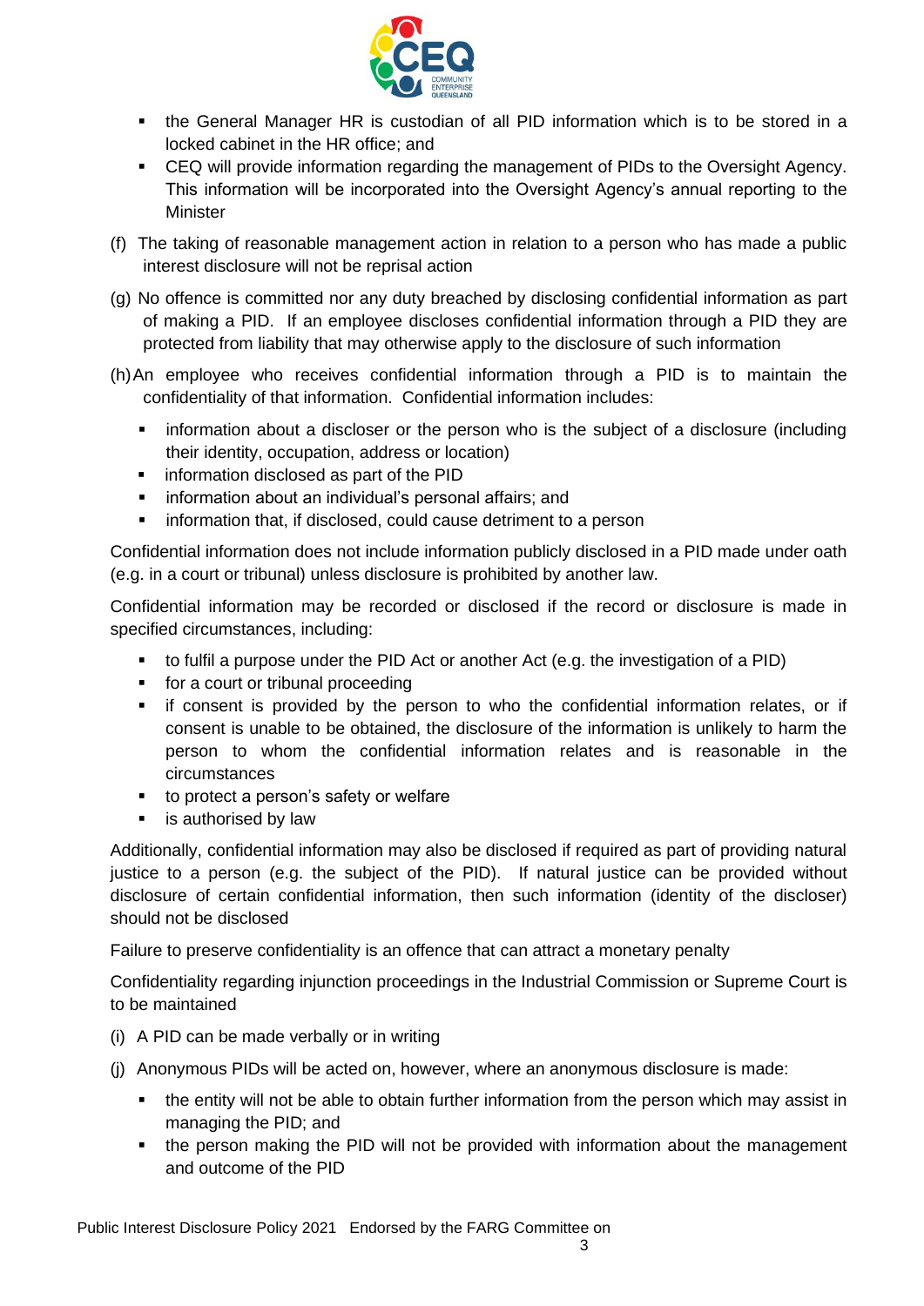- the General Manager HR is custodian of all PID information which is to be stored in a locked cabinet in the HR office; and
- CEQ will provide information regarding the management of PIDs to the Oversight Agency. This information will be incorporated into the Oversight Agency's annual reporting to the Minister

(f) The taking of reasonable management action in relation to a person who has made a public interest disclosure will not be reprisal action

(g) No offence is committed nor any duty breached by disclosing confidential information as part of making a PID. If an employee discloses confidential information through a PID they are protected from liability that may otherwise apply to the disclosure of such information

(h) An employee who receives confidential information through a PID is to maintain the confidentiality of that information. Confidential information includes:

- information about a discloser or the person who is the subject of a disclosure (including their identity, occupation, address or location)
- information disclosed as part of the PID
- information about an individual's personal affairs; and
- information that, if disclosed, could cause detriment to a person

Confidential information does not include information publicly disclosed in a PID made under oath (e.g. in a court or tribunal) unless disclosure is prohibited by another law.

Confidential information may be recorded or disclosed if the record or disclosure is made in specified circumstances, including:

- to fulfil a purpose under the PID Act or another Act (e.g. the investigation of a PID)
- for a court or tribunal proceeding
- if consent is provided by the person to who the confidential information relates, or if consent is unable to be obtained, the disclosure of the information is unlikely to harm the person to whom the confidential information relates and is reasonable in the circumstances
- to protect a person's safety or welfare
- is authorised by law

Additionally, confidential information may also be disclosed if required as part of providing natural justice to a person (e.g. the subject of the PID). If natural justice can be provided without disclosure of certain confidential information, then such information (identity of the discloser) should not be disclosed

Failure to preserve confidentiality is an offence that can attract a monetary penalty

Confidentiality regarding injunction proceedings in the Industrial Commission or Supreme Court is to be maintained

(i) A PID can be made verbally or in writing

(j) Anonymous PIDs will be acted on, however, where an anonymous disclosure is made:

- the entity will not be able to obtain further information from the person which may assist in managing the PID; and
- the person making the PID will not be provided with information about the management and outcome of the PID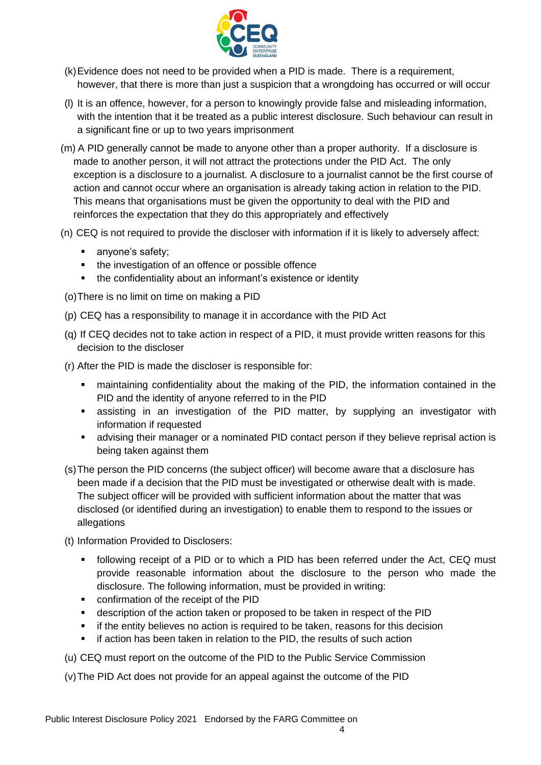(k) Evidence does not need to be provided when a PID is made. There is a requirement, however, that there is more than just a suspicion that a wrongdoing has occurred or will occur

(l) It is an offence, however, for a person to knowingly provide false and misleading information, with the intention that it be treated as a public interest disclosure. Such behaviour can result in a significant fine or up to two years imprisonment

(m) A PID generally cannot be made to anyone other than a proper authority. If a disclosure is made to another person, it will not attract the protections under the PID Act. The only exception is a disclosure to a journalist. A disclosure to a journalist cannot be the first course of action and cannot occur where an organisation is already taking action in relation to the PID. This means that organisations must be given the opportunity to deal with the PID and reinforces the expectation that they do this appropriately and effectively

(n) CEQ is not required to provide the discloser with information if it is likely to adversely affect:

- anyone's safety;
- the investigation of an offence or possible offence
- the confidentiality about an informant's existence or identity

(o) There is no limit on time on making a PID

(p) CEQ has a responsibility to manage it in accordance with the PID Act

(q) If CEQ decides not to take action in respect of a PID, it must provide written reasons for this decision to the discloser

(r) After the PID is made the discloser is responsible for:

- maintaining confidentiality about the making of the PID, the information contained in the PID and the identity of anyone referred to in the PID
- assisting in an investigation of the PID matter, by supplying an investigator with information if requested
- advising their manager or a nominated PID contact person if they believe reprisal action is being taken against them

(s) The person the PID concerns (the subject officer) will become aware that a disclosure has been made if a decision that the PID must be investigated or otherwise dealt with is made. The subject officer will be provided with sufficient information about the matter that was disclosed (or identified during an investigation) to enable them to respond to the issues or allegations

(t) Information Provided to Disclosers:

- following receipt of a PID or to which a PID has been referred under the Act, CEQ must provide reasonable information about the disclosure to the person who made the disclosure. The following information, must be provided in writing:
- confirmation of the receipt of the PID
- description of the action taken or proposed to be taken in respect of the PID
- if the entity believes no action is required to be taken, reasons for this decision
- if action has been taken in relation to the PID, the results of such action

(u) CEQ must report on the outcome of the PID to the Public Service Commission

(v) The PID Act does not provide for an appeal against the outcome of the PID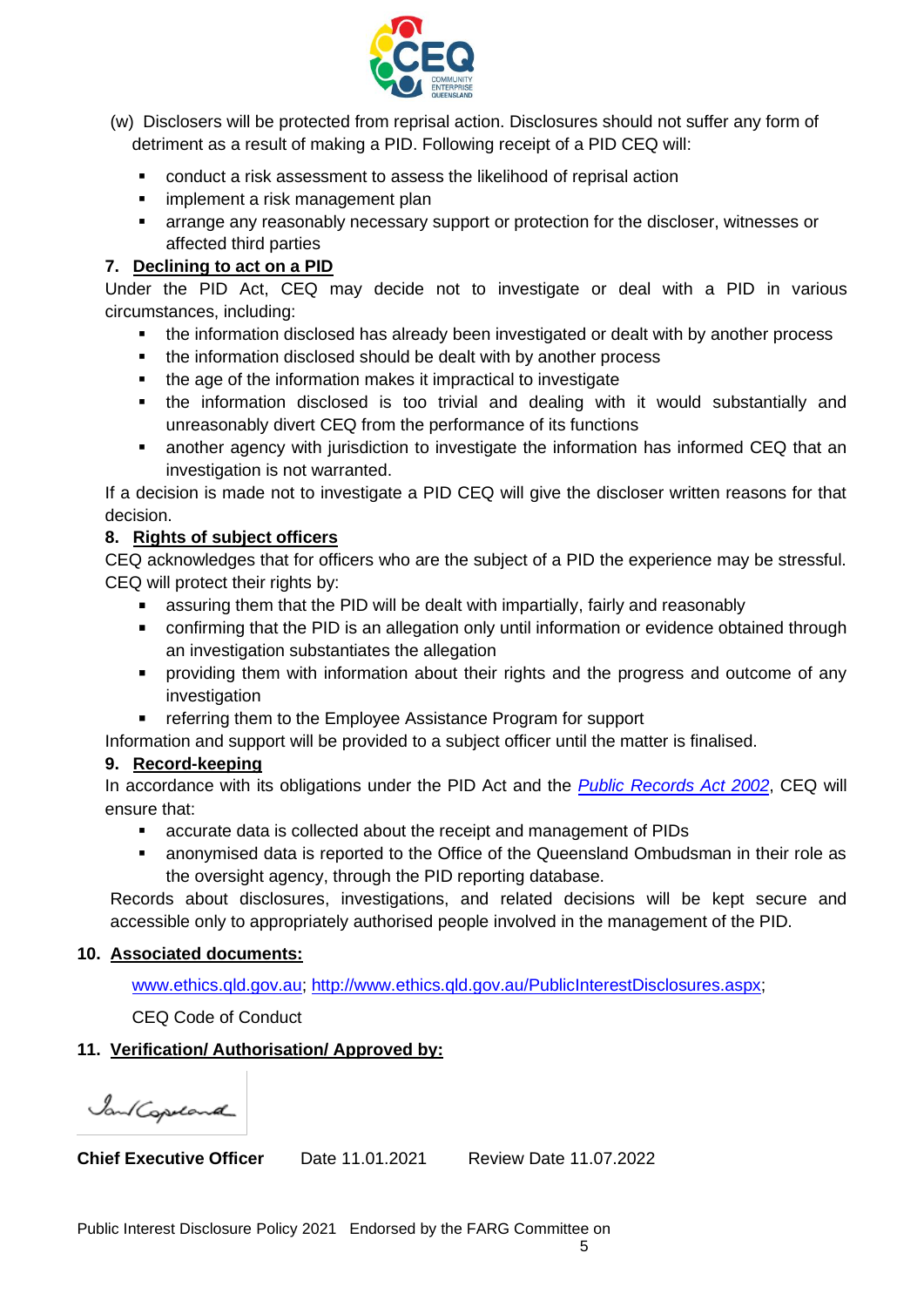(w) Disclosers will be protected from reprisal action. Disclosures should not suffer any form of detriment as a result of making a PID. Following receipt of a PID CEQ will:

- conduct a risk assessment to assess the likelihood of reprisal action
- implement a risk management plan
- arrange any reasonably necessary support or protection for the discloser, witnesses or affected third parties

## 7. Declining to act on a PID

Under the PID Act, CEQ may decide not to investigate or deal with a PID in various circumstances, including:

- the information disclosed has already been investigated or dealt with by another process
- the information disclosed should be dealt with by another process
- the age of the information makes it impractical to investigate
- the information disclosed is too trivial and dealing with it would substantially and unreasonably divert CEQ from the performance of its functions
- another agency with jurisdiction to investigate the information has informed CEQ that an investigation is not warranted.

If a decision is made not to investigate a PID CEQ will give the discloser written reasons for that decision.

## 8. Rights of subject officers

CEQ acknowledges that for officers who are the subject of a PID the experience may be stressful. CEQ will protect their rights by:

- assuring them that the PID will be dealt with impartially, fairly and reasonably
- confirming that the PID is an allegation only until information or evidence obtained through an investigation substantiates the allegation
- providing them with information about their rights and the progress and outcome of any investigation
- referring them to the Employee Assistance Program for support

Information and support will be provided to a subject officer until the matter is finalised.

## 9. Record-keeping

In accordance with its obligations under the PID Act and the *Public Records Act 2002*, CEQ will ensure that:

- accurate data is collected about the receipt and management of PIDs
- anonymised data is reported to the Office of the Queensland Ombudsman in their role as the oversight agency, through the PID reporting database.

Records about disclosures, investigations, and related decisions will be kept secure and accessible only to appropriately authorised people involved in the management of the PID.

## 10. Associated documents:

www.ethics.qld.gov.au; http://www.ethics.qld.gov.au/PublicInterestDisclosures.aspx;

CEQ Code of Conduct

## 11. Verification/ Authorisation/ Approved by:

[Signature]

**Chief Executive Officer** Date 11.01.2021 Review Date 11.07.2022

Public Interest Disclosure Policy 2021 Endorsed by the FARG Committee on